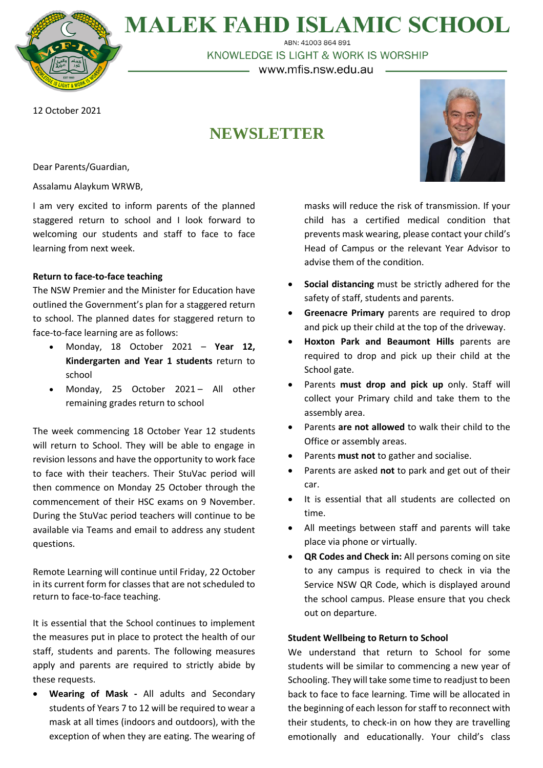# MALEK FAHD ISLAMIC SCHOOL

ABN: 41003 864 891

KNOWLEDGE IS LIGHT & WORK IS WORSHIP

www.mfis.nsw.edu.au

12 October 2021

## NEWSLETTER

Dear Parents/Guardian,

Assalamu Alaykum WRWB,

I am very excited to inform parents of the planned staggered return to school and I look forward to welcoming our students and staff to face to face learning from next week.

**Return to face-to-face teaching**

The NSW Premier and the Minister for Education have outlined the Government's plan for a staggered return to school. The planned dates for staggered return to face-to-face learning are as follows:

- Monday, 18 October 2021 – **Year 12, Kindergarten and Year 1 students** return to school
- Monday, 25 October 2021 – All other remaining grades return to school

The week commencing 18 October Year 12 students will return to School. They will be able to engage in revision lessons and have the opportunity to work face to face with their teachers. Their StuVac period will then commence on Monday 25 October through the commencement of their HSC exams on 9 November. During the StuVac period teachers will continue to be available via Teams and email to address any student questions.

Remote Learning will continue until Friday, 22 October in its current form for classes that are not scheduled to return to face-to-face teaching.

It is essential that the School continues to implement the measures put in place to protect the health of our staff, students and parents. The following measures apply and parents are required to strictly abide by these requests.

- **Wearing of Mask -** All adults and Secondary students of Years 7 to 12 will be required to wear a mask at all times (indoors and outdoors), with the exception of when they are eating. The wearing of masks will reduce the risk of transmission. If your child has a certified medical condition that prevents mask wearing, please contact your child's Head of Campus or the relevant Year Advisor to advise them of the condition.
- **Social distancing** must be strictly adhered for the safety of staff, students and parents.
- **Greenacre Primary** parents are required to drop and pick up their child at the top of the driveway.
- **Hoxton Park and Beaumont Hills** parents are required to drop and pick up their child at the School gate.
- Parents **must drop and pick up** only. Staff will collect your Primary child and take them to the assembly area.
- Parents **are not allowed** to walk their child to the Office or assembly areas.
- Parents **must not** to gather and socialise.
- Parents are asked **not** to park and get out of their car.
- It is essential that all students are collected on time.
- All meetings between staff and parents will take place via phone or virtually.
- **QR Codes and Check in:** All persons coming on site to any campus is required to check in via the Service NSW QR Code, which is displayed around the school campus. Please ensure that you check out on departure.

**Student Wellbeing to Return to School**

We understand that return to School for some students will be similar to commencing a new year of Schooling. They will take some time to readjust to been back to face to face learning. Time will be allocated in the beginning of each lesson for staff to reconnect with their students, to check-in on how they are travelling emotionally and educationally. Your child's class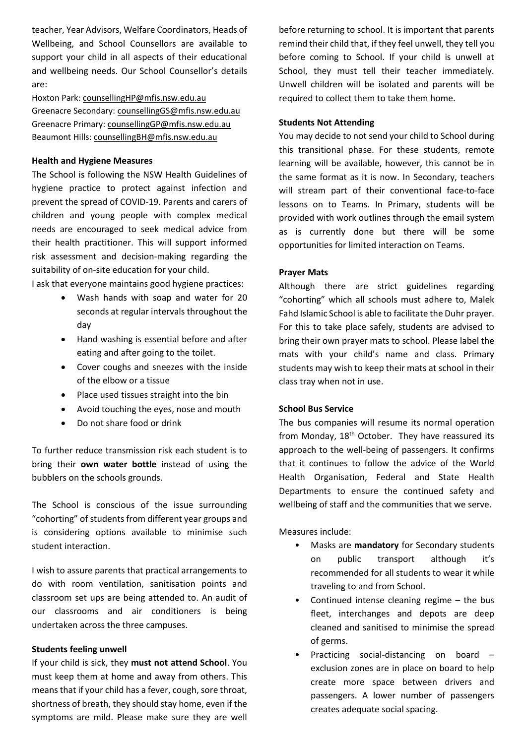teacher, Year Advisors, Welfare Coordinators, Heads of Wellbeing, and School Counsellors are available to support your child in all aspects of their educational and wellbeing needs. Our School Counsellor's details are:

Hoxton Park: counsellingHP@mfis.nsw.edu.au
Greenacre Secondary: counsellingGS@mfis.nsw.edu.au
Greenacre Primary: counsellingGP@mfis.nsw.edu.au
Beaumont Hills: counsellingBH@mfis.nsw.edu.au

**Health and Hygiene Measures**

The School is following the NSW Health Guidelines of hygiene practice to protect against infection and prevent the spread of COVID-19. Parents and carers of children and young people with complex medical needs are encouraged to seek medical advice from their health practitioner. This will support informed risk assessment and decision-making regarding the suitability of on-site education for your child.

I ask that everyone maintains good hygiene practices:

- Wash hands with soap and water for 20 seconds at regular intervals throughout the day
- Hand washing is essential before and after eating and after going to the toilet.
- Cover coughs and sneezes with the inside of the elbow or a tissue
- Place used tissues straight into the bin
- Avoid touching the eyes, nose and mouth
- Do not share food or drink

To further reduce transmission risk each student is to bring their **own water bottle** instead of using the bubblers on the schools grounds.

The School is conscious of the issue surrounding "cohorting" of students from different year groups and is considering options available to minimise such student interaction.

I wish to assure parents that practical arrangements to do with room ventilation, sanitisation points and classroom set ups are being attended to. An audit of our classrooms and air conditioners is being undertaken across the three campuses.

**Students feeling unwell**

If your child is sick, they **must not attend School**. You must keep them at home and away from others. This means that if your child has a fever, cough, sore throat, shortness of breath, they should stay home, even if the symptoms are mild. Please make sure they are well before returning to school. It is important that parents remind their child that, if they feel unwell, they tell you before coming to School. If your child is unwell at School, they must tell their teacher immediately. Unwell children will be isolated and parents will be required to collect them to take them home.

**Students Not Attending**

You may decide to not send your child to School during this transitional phase. For these students, remote learning will be available, however, this cannot be in the same format as it is now. In Secondary, teachers will stream part of their conventional face-to-face lessons on to Teams. In Primary, students will be provided with work outlines through the email system as is currently done but there will be some opportunities for limited interaction on Teams.

**Prayer Mats**

Although there are strict guidelines regarding "cohorting" which all schools must adhere to, Malek Fahd Islamic School is able to facilitate the Duhr prayer. For this to take place safely, students are advised to bring their own prayer mats to school. Please label the mats with your child's name and class. Primary students may wish to keep their mats at school in their class tray when not in use.

**School Bus Service**

The bus companies will resume its normal operation from Monday, 18th October. They have reassured its approach to the well-being of passengers. It confirms that it continues to follow the advice of the World Health Organisation, Federal and State Health Departments to ensure the continued safety and wellbeing of staff and the communities that we serve.

Measures include:

- Masks are **mandatory** for Secondary students on public transport although it's recommended for all students to wear it while traveling to and from School.
- Continued intense cleaning regime – the bus fleet, interchanges and depots are deep cleaned and sanitised to minimise the spread of germs.
- Practicing social-distancing on board – exclusion zones are in place on board to help create more space between drivers and passengers. A lower number of passengers creates adequate social spacing.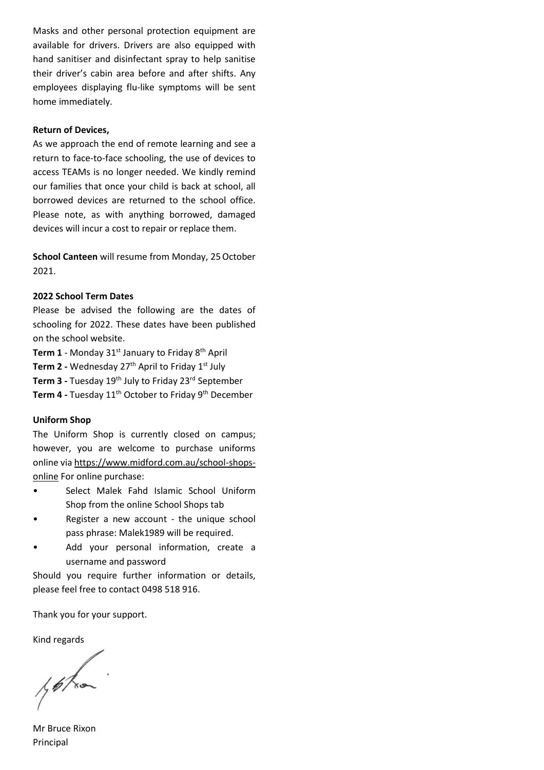Masks and other personal protection equipment are available for drivers. Drivers are also equipped with hand sanitiser and disinfectant spray to help sanitise their driver's cabin area before and after shifts. Any employees displaying flu-like symptoms will be sent home immediately.

**Return of Devices,**

As we approach the end of remote learning and see a return to face-to-face schooling, the use of devices to access TEAMs is no longer needed. We kindly remind our families that once your child is back at school, all borrowed devices are returned to the school office. Please note, as with anything borrowed, damaged devices will incur a cost to repair or replace them.

**School Canteen** will resume from Monday, 25 October 2021.

**2022 School Term Dates**

Please be advised the following are the dates of schooling for 2022. These dates have been published on the school website.

**Term 1** - Monday 31st January to Friday 8th April
**Term 2 -** Wednesday 27th April to Friday 1st July
**Term 3 -** Tuesday 19th July to Friday 23rd September
**Term 4 -** Tuesday 11th October to Friday 9th December

**Uniform Shop**

The Uniform Shop is currently closed on campus; however, you are welcome to purchase uniforms online via https://www.midford.com.au/school-shops-online For online purchase:

- Select Malek Fahd Islamic School Uniform Shop from the online School Shops tab
- Register a new account - the unique school pass phrase: Malek1989 will be required.
- Add your personal information, create a username and password

Should you require further information or details, please feel free to contact 0498 518 916.

Thank you for your support.

Kind regards

Mr Bruce Rixon
Principal